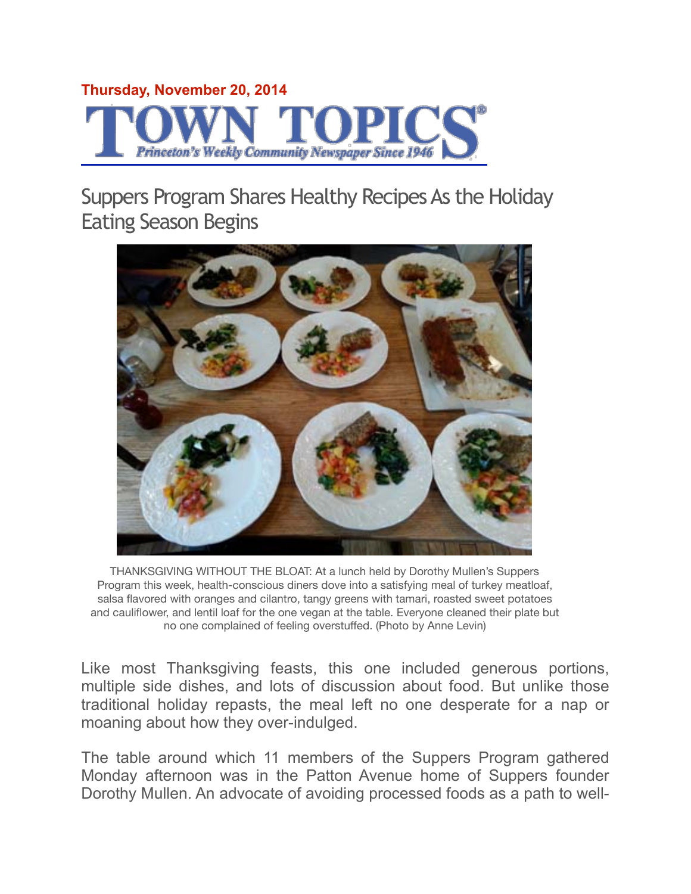Thursday, November 20, 2014

# TOWN TOPICS

*Princeton's Weekly Community Newspaper Since 1946*

## Suppers Program Shares Healthy Recipes As the Holiday Eating Season Begins

THANKSGIVING WITHOUT THE BLOAT: At a lunch held by Dorothy Mullen's Suppers Program this week, health-conscious diners dove into a satisfying meal of turkey meatloaf, salsa flavored with oranges and cilantro, tangy greens with tamari, roasted sweet potatoes and cauliflower, and lentil loaf for the one vegan at the table. Everyone cleaned their plate but no one complained of feeling overstuffed. (Photo by Anne Levin)

Like most Thanksgiving feasts, this one included generous portions, multiple side dishes, and lots of discussion about food. But unlike those traditional holiday repasts, the meal left no one desperate for a nap or moaning about how they over-indulged.

The table around which 11 members of the Suppers Program gathered Monday afternoon was in the Patton Avenue home of Suppers founder Dorothy Mullen. An advocate of avoiding processed foods as a path to well-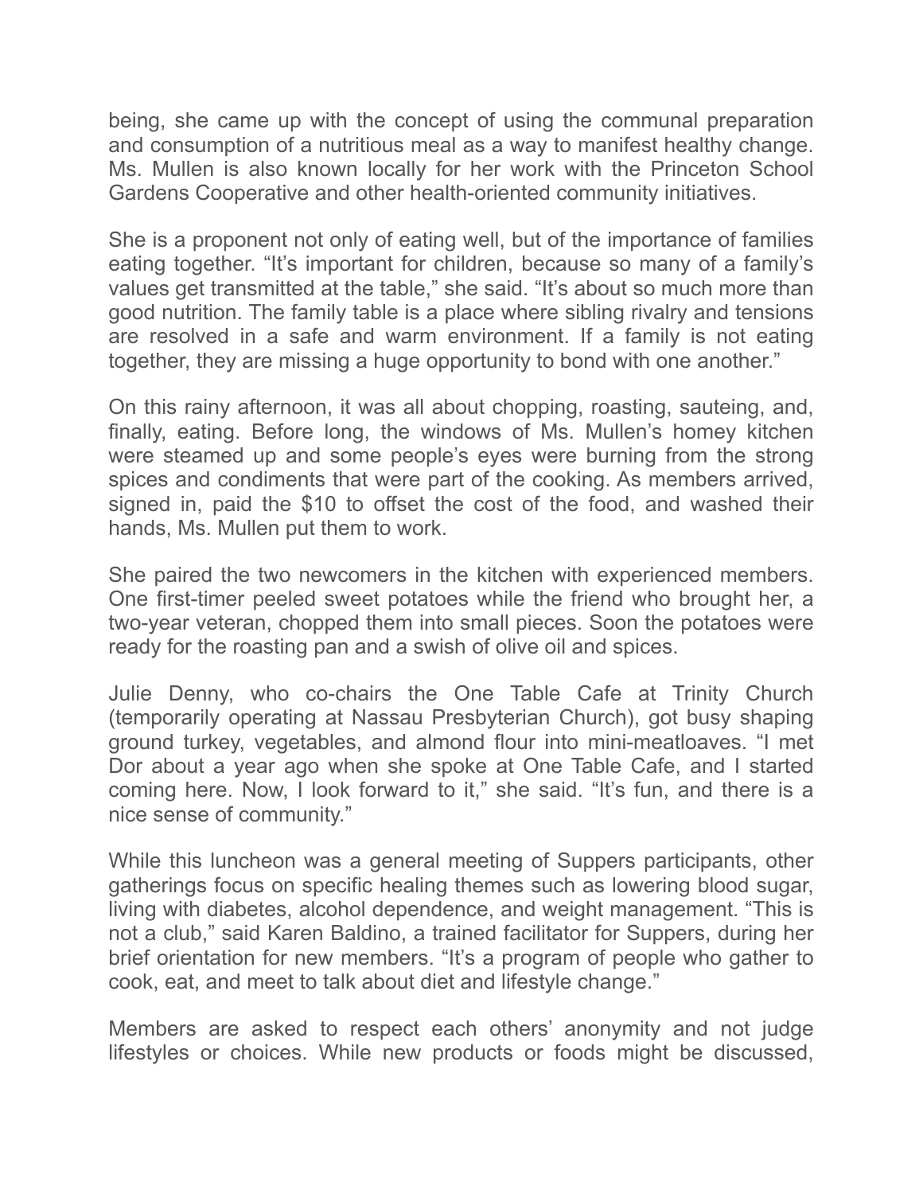being, she came up with the concept of using the communal preparation and consumption of a nutritious meal as a way to manifest healthy change. Ms. Mullen is also known locally for her work with the Princeton School Gardens Cooperative and other health-oriented community initiatives.

She is a proponent not only of eating well, but of the importance of families eating together. "It's important for children, because so many of a family's values get transmitted at the table," she said. "It's about so much more than good nutrition. The family table is a place where sibling rivalry and tensions are resolved in a safe and warm environment. If a family is not eating together, they are missing a huge opportunity to bond with one another."

On this rainy afternoon, it was all about chopping, roasting, sauteing, and, finally, eating. Before long, the windows of Ms. Mullen's homey kitchen were steamed up and some people's eyes were burning from the strong spices and condiments that were part of the cooking. As members arrived, signed in, paid the $10 to offset the cost of the food, and washed their hands, Ms. Mullen put them to work.

She paired the two newcomers in the kitchen with experienced members. One first-timer peeled sweet potatoes while the friend who brought her, a two-year veteran, chopped them into small pieces. Soon the potatoes were ready for the roasting pan and a swish of olive oil and spices.

Julie Denny, who co-chairs the One Table Cafe at Trinity Church (temporarily operating at Nassau Presbyterian Church), got busy shaping ground turkey, vegetables, and almond flour into mini-meatloaves. "I met Dor about a year ago when she spoke at One Table Cafe, and I started coming here. Now, I look forward to it," she said. "It's fun, and there is a nice sense of community."

While this luncheon was a general meeting of Suppers participants, other gatherings focus on specific healing themes such as lowering blood sugar, living with diabetes, alcohol dependence, and weight management. "This is not a club," said Karen Baldino, a trained facilitator for Suppers, during her brief orientation for new members. "It's a program of people who gather to cook, eat, and meet to talk about diet and lifestyle change."

Members are asked to respect each others' anonymity and not judge lifestyles or choices. While new products or foods might be discussed,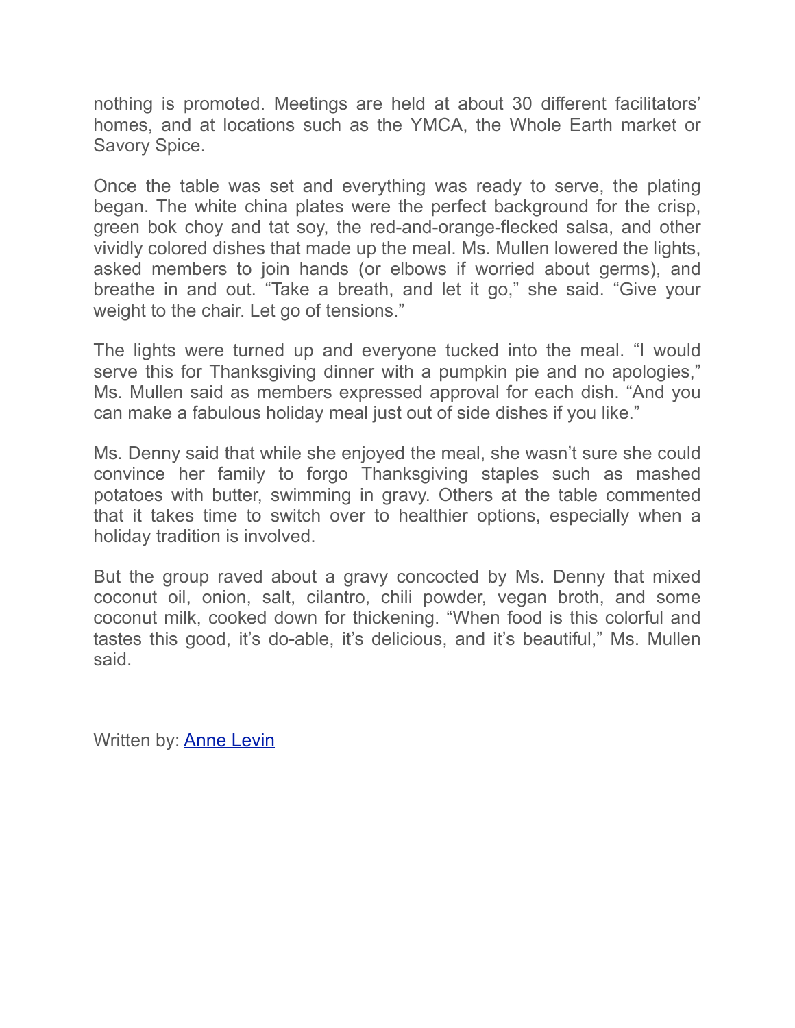nothing is promoted. Meetings are held at about 30 different facilitators' homes, and at locations such as the YMCA, the Whole Earth market or Savory Spice.

Once the table was set and everything was ready to serve, the plating began. The white china plates were the perfect background for the crisp, green bok choy and tat soy, the red-and-orange-flecked salsa, and other vividly colored dishes that made up the meal. Ms. Mullen lowered the lights, asked members to join hands (or elbows if worried about germs), and breathe in and out. "Take a breath, and let it go," she said. "Give your weight to the chair. Let go of tensions."

The lights were turned up and everyone tucked into the meal. "I would serve this for Thanksgiving dinner with a pumpkin pie and no apologies," Ms. Mullen said as members expressed approval for each dish. "And you can make a fabulous holiday meal just out of side dishes if you like."

Ms. Denny said that while she enjoyed the meal, she wasn't sure she could convince her family to forgo Thanksgiving staples such as mashed potatoes with butter, swimming in gravy. Others at the table commented that it takes time to switch over to healthier options, especially when a holiday tradition is involved.

But the group raved about a gravy concocted by Ms. Denny that mixed coconut oil, onion, salt, cilantro, chili powder, vegan broth, and some coconut milk, cooked down for thickening. "When food is this colorful and tastes this good, it's do-able, it's delicious, and it's beautiful," Ms. Mullen said.

Written by: Anne Levin